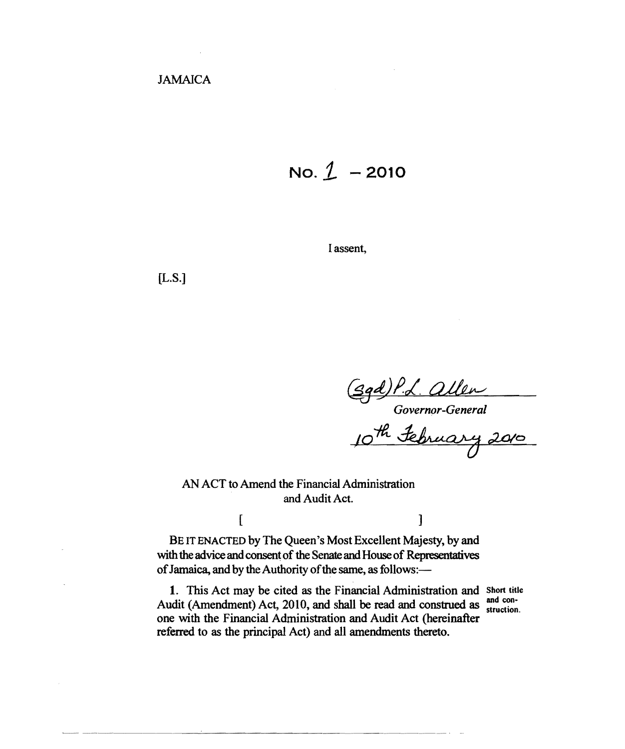JAMAICA

# No. 1 – 2010

I assent,

[L.S.]

(Sgd) P.L. Allen
*Governor-General*
10th February 2010

AN ACT to Amend the Financial Administration and Audit Act.

[ ]

BE IT ENACTED by The Queen's Most Excellent Majesty, by and with the advice and consent of the Senate and House of Representatives of Jamaica, and by the Authority of the same, as follows:—

**Short title and construction.**

1. This Act may be cited as the Financial Administration and Audit (Amendment) Act, 2010, and shall be read and construed as one with the Financial Administration and Audit Act (hereinafter referred to as the principal Act) and all amendments thereto.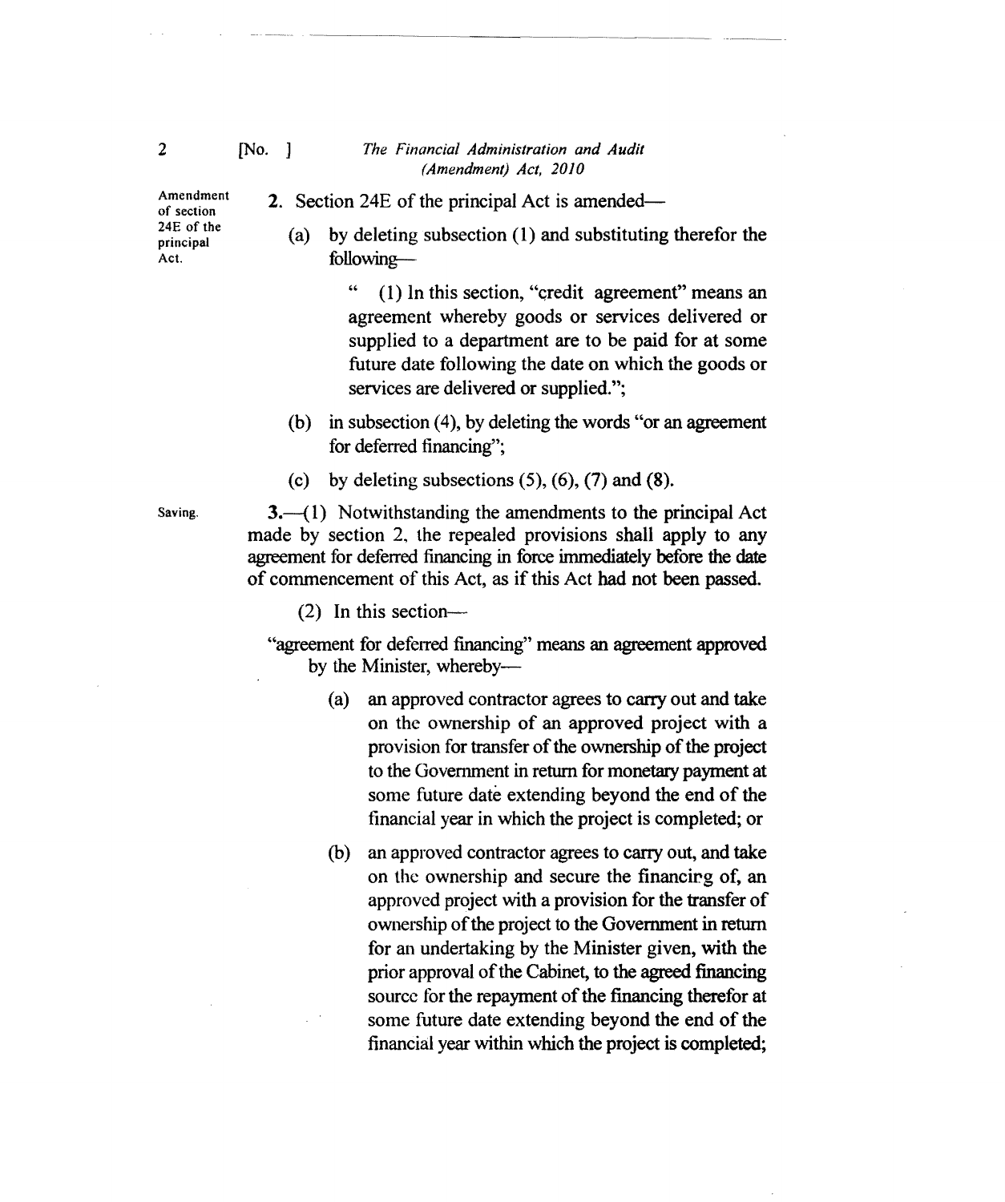Amendment of section 24E of the principal Act.

**2.** Section 24E of the principal Act is amended—

(a) by deleting subsection (1) and substituting therefor the following—

> " (1) In this section, "credit agreement" means an agreement whereby goods or services delivered or supplied to a department are to be paid for at some future date following the date on which the goods or services are delivered or supplied.";

(b) in subsection (4), by deleting the words "or an agreement for deferred financing";

(c) by deleting subsections (5), (6), (7) and (8).

Saving.

**3.**—(1) Notwithstanding the amendments to the principal Act made by section 2, the repealed provisions shall apply to any agreement for deferred financing in force immediately before the date of commencement of this Act, as if this Act had not been passed.

(2) In this section—

"agreement for deferred financing" means an agreement approved by the Minister, whereby—

(a) an approved contractor agrees to carry out and take on the ownership of an approved project with a provision for transfer of the ownership of the project to the Government in return for monetary payment at some future date extending beyond the end of the financial year in which the project is completed; or

(b) an approved contractor agrees to carry out, and take on the ownership and secure the financing of, an approved project with a provision for the transfer of ownership of the project to the Government in return for an undertaking by the Minister given, with the prior approval of the Cabinet, to the agreed financing source for the repayment of the financing therefor at some future date extending beyond the end of the financial year within which the project is completed;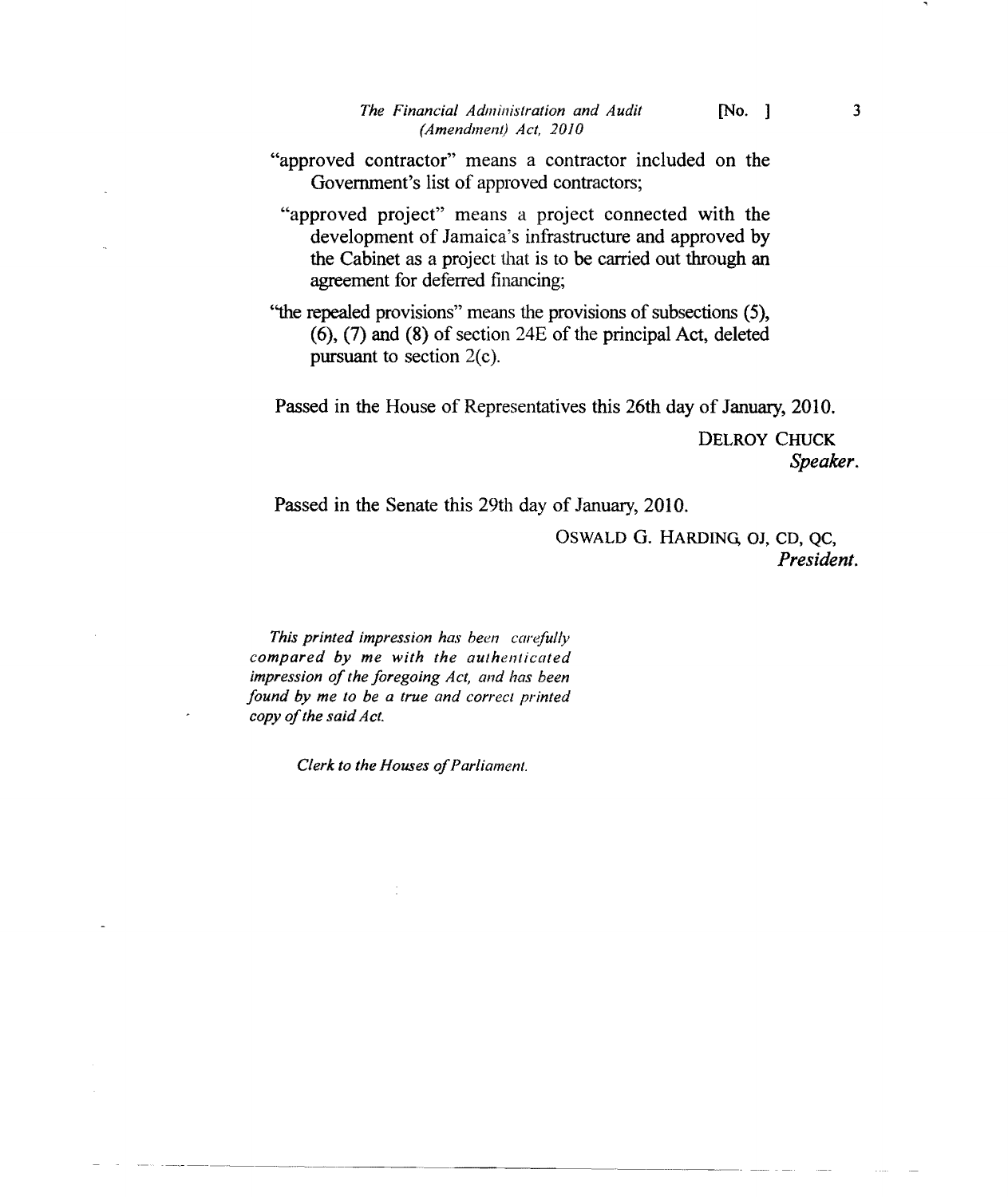"approved contractor" means a contractor included on the Government's list of approved contractors;

"approved project" means a project connected with the development of Jamaica's infrastructure and approved by the Cabinet as a project that is to be carried out through an agreement for deferred financing;

"the repealed provisions" means the provisions of subsections (5), (6), (7) and (8) of section 24E of the principal Act, deleted pursuant to section 2(c).

Passed in the House of Representatives this 26th day of January, 2010.

DELROY CHUCK
*Speaker.*

Passed in the Senate this 29th day of January, 2010.

OSWALD G. HARDING, OJ, CD, QC,
*President.*

*This printed impression has been carefully compared by me with the authenticated impression of the foregoing Act, and has been found by me to be a true and correct printed copy of the said Act.*

*Clerk to the Houses of Parliament.*